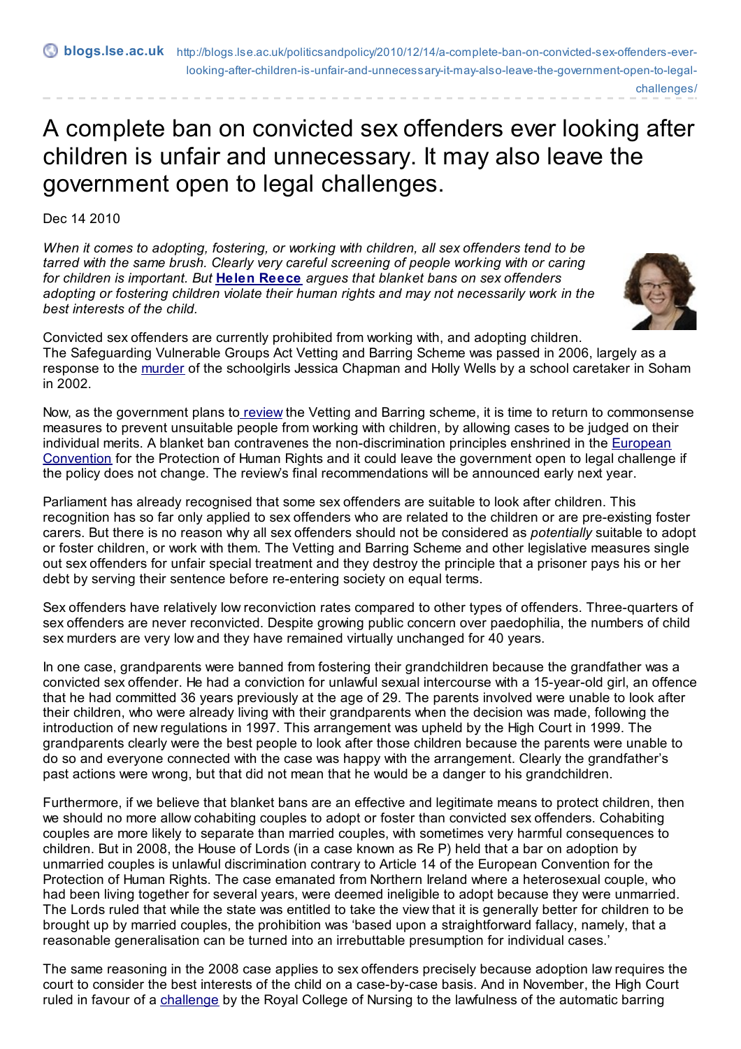blogs.lse.ac.uk http://blogs.lse.ac.uk/politicsandpolicy/2010/12/14/a-complete-ban-on-convicted-sex-offenders-ever-looking-after-children-is-unfair-and-unnecessary-it-may-also-leave-the-government-open-to-legal-challenges/

# A complete ban on convicted sex offenders ever looking after children is unfair and unnecessary. It may also leave the government open to legal challenges.

Dec 14 2010

*When it comes to adopting, fostering, or working with children, all sex offenders tend to be tarred with the same brush. Clearly very careful screening of people working with or caring for children is important. But* **Helen Reece** *argues that blanket bans on sex offenders adopting or fostering children violate their human rights and may not necessarily work in the best interests of the child.*

Convicted sex offenders are currently prohibited from working with, and adopting children. The Safeguarding Vulnerable Groups Act Vetting and Barring Scheme was passed in 2006, largely as a response to the murder of the schoolgirls Jessica Chapman and Holly Wells by a school caretaker in Soham in 2002.

Now, as the government plans to review the Vetting and Barring scheme, it is time to return to commonsense measures to prevent unsuitable people from working with children, by allowing cases to be judged on their individual merits. A blanket ban contravenes the non-discrimination principles enshrined in the European Convention for the Protection of Human Rights and it could leave the government open to legal challenge if the policy does not change. The review's final recommendations will be announced early next year.

Parliament has already recognised that some sex offenders are suitable to look after children. This recognition has so far only applied to sex offenders who are related to the children or are pre-existing foster carers. But there is no reason why all sex offenders should not be considered as *potentially* suitable to adopt or foster children, or work with them. The Vetting and Barring Scheme and other legislative measures single out sex offenders for unfair special treatment and they destroy the principle that a prisoner pays his or her debt by serving their sentence before re-entering society on equal terms.

Sex offenders have relatively low reconviction rates compared to other types of offenders. Three-quarters of sex offenders are never reconvicted. Despite growing public concern over paedophilia, the numbers of child sex murders are very low and they have remained virtually unchanged for 40 years.

In one case, grandparents were banned from fostering their grandchildren because the grandfather was a convicted sex offender. He had a conviction for unlawful sexual intercourse with a 15-year-old girl, an offence that he had committed 36 years previously at the age of 29. The parents involved were unable to look after their children, who were already living with their grandparents when the decision was made, following the introduction of new regulations in 1997. This arrangement was upheld by the High Court in 1999. The grandparents clearly were the best people to look after those children because the parents were unable to do so and everyone connected with the case was happy with the arrangement. Clearly the grandfather's past actions were wrong, but that did not mean that he would be a danger to his grandchildren.

Furthermore, if we believe that blanket bans are an effective and legitimate means to protect children, then we should no more allow cohabiting couples to adopt or foster than convicted sex offenders. Cohabiting couples are more likely to separate than married couples, with sometimes very harmful consequences to children. But in 2008, the House of Lords (in a case known as Re P) held that a bar on adoption by unmarried couples is unlawful discrimination contrary to Article 14 of the European Convention for the Protection of Human Rights. The case emanated from Northern Ireland where a heterosexual couple, who had been living together for several years, were deemed ineligible to adopt because they were unmarried. The Lords ruled that while the state was entitled to take the view that it is generally better for children to be brought up by married couples, the prohibition was 'based upon a straightforward fallacy, namely, that a reasonable generalisation can be turned into an irrebuttable presumption for individual cases.'

The same reasoning in the 2008 case applies to sex offenders precisely because adoption law requires the court to consider the best interests of the child on a case-by-case basis. And in November, the High Court ruled in favour of a challenge by the Royal College of Nursing to the lawfulness of the automatic barring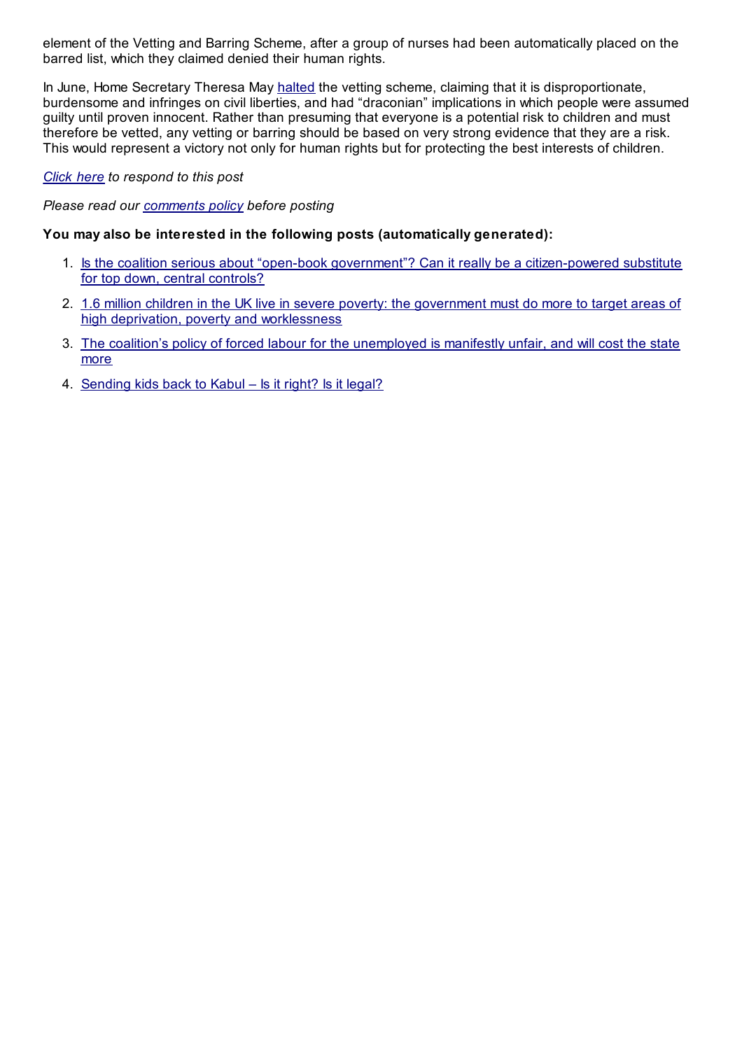element of the Vetting and Barring Scheme, after a group of nurses had been automatically placed on the barred list, which they claimed denied their human rights.

In June, Home Secretary Theresa May halted the vetting scheme, claiming that it is disproportionate, burdensome and infringes on civil liberties, and had "draconian" implications in which people were assumed guilty until proven innocent. Rather than presuming that everyone is a potential risk to children and must therefore be vetted, any vetting or barring should be based on very strong evidence that they are a risk. This would represent a victory not only for human rights but for protecting the best interests of children.

*Click here to respond to this post*

*Please read our comments policy before posting*

**You may also be interested in the following posts (automatically generated):**

1. Is the coalition serious about "open-book government"? Can it really be a citizen-powered substitute for top down, central controls?
2. 1.6 million children in the UK live in severe poverty: the government must do more to target areas of high deprivation, poverty and worklessness
3. The coalition's policy of forced labour for the unemployed is manifestly unfair, and will cost the state more
4. Sending kids back to Kabul – Is it right? Is it legal?